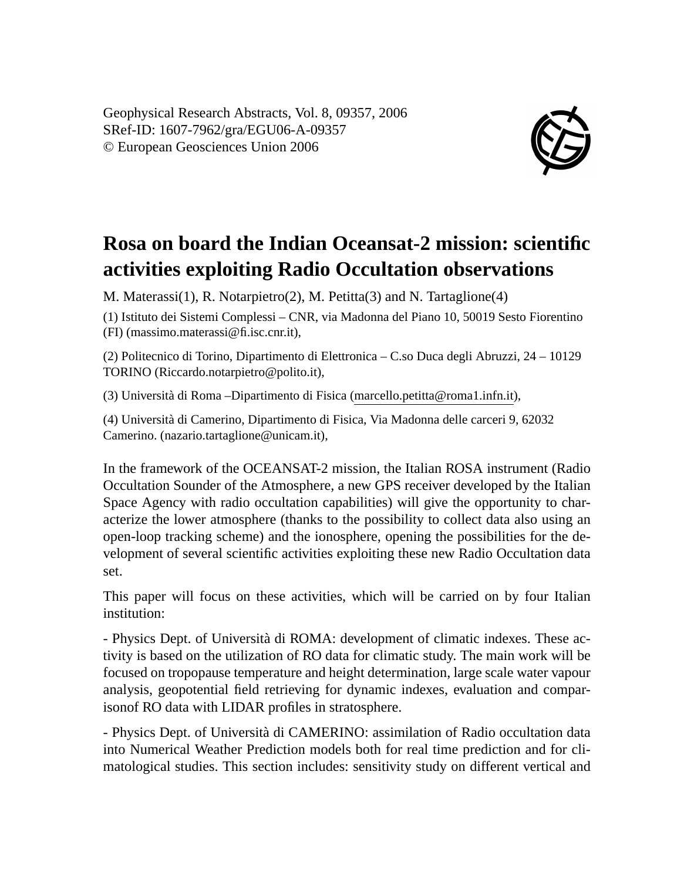Geophysical Research Abstracts, Vol. 8, 09357, 2006
SRef-ID: 1607-7962/gra/EGU06-A-09357
© European Geosciences Union 2006

# Rosa on board the Indian Oceansat-2 mission: scientific activities exploiting Radio Occultation observations

M. Materassi(1), R. Notarpietro(2), M. Petitta(3) and N. Tartaglione(4)

(1) Istituto dei Sistemi Complessi – CNR, via Madonna del Piano 10, 50019 Sesto Fiorentino (FI) (massimo.materassi@fi.isc.cnr.it),

(2) Politecnico di Torino, Dipartimento di Elettronica – C.so Duca degli Abruzzi, 24 – 10129 TORINO (Riccardo.notarpietro@polito.it),

(3) Università di Roma –Dipartimento di Fisica (marcello.petitta@roma1.infn.it),

(4) Università di Camerino, Dipartimento di Fisica, Via Madonna delle carceri 9, 62032 Camerino. (nazario.tartaglione@unicam.it),

In the framework of the OCEANSAT-2 mission, the Italian ROSA instrument (Radio Occultation Sounder of the Atmosphere, a new GPS receiver developed by the Italian Space Agency with radio occultation capabilities) will give the opportunity to characterize the lower atmosphere (thanks to the possibility to collect data also using an open-loop tracking scheme) and the ionosphere, opening the possibilities for the development of several scientific activities exploiting these new Radio Occultation data set.

This paper will focus on these activities, which will be carried on by four Italian institution:

- Physics Dept. of Università di ROMA: development of climatic indexes. These activity is based on the utilization of RO data for climatic study. The main work will be focused on tropopause temperature and height determination, large scale water vapour analysis, geopotential field retrieving for dynamic indexes, evaluation and comparisonof RO data with LIDAR profiles in stratosphere.

- Physics Dept. of Università di CAMERINO: assimilation of Radio occultation data into Numerical Weather Prediction models both for real time prediction and for climatological studies. This section includes: sensitivity study on different vertical and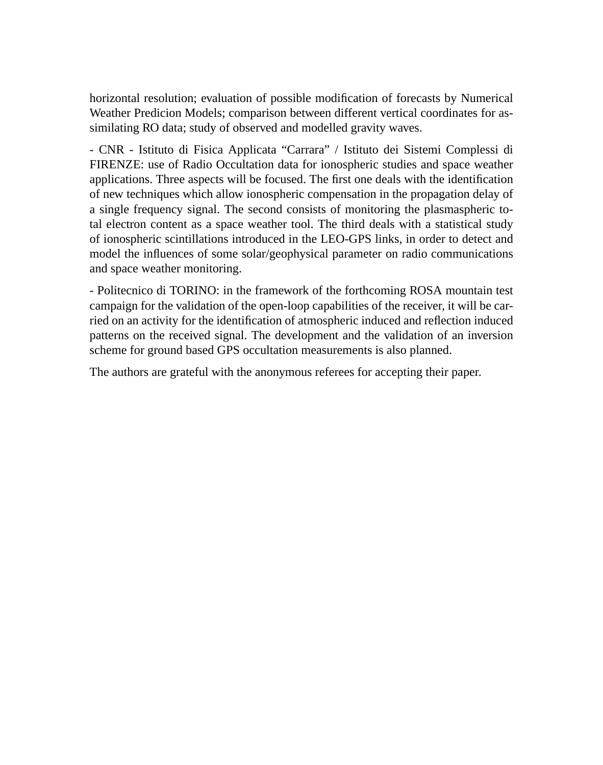horizontal resolution; evaluation of possible modification of forecasts by Numerical Weather Predicion Models; comparison between different vertical coordinates for assimilating RO data; study of observed and modelled gravity waves.

- CNR - Istituto di Fisica Applicata “Carrara” / Istituto dei Sistemi Complessi di FIRENZE: use of Radio Occultation data for ionospheric studies and space weather applications. Three aspects will be focused. The first one deals with the identification of new techniques which allow ionospheric compensation in the propagation delay of a single frequency signal. The second consists of monitoring the plasmaspheric total electron content as a space weather tool. The third deals with a statistical study of ionospheric scintillations introduced in the LEO-GPS links, in order to detect and model the influences of some solar/geophysical parameter on radio communications and space weather monitoring.

- Politecnico di TORINO: in the framework of the forthcoming ROSA mountain test campaign for the validation of the open-loop capabilities of the receiver, it will be carried on an activity for the identification of atmospheric induced and reflection induced patterns on the received signal. The development and the validation of an inversion scheme for ground based GPS occultation measurements is also planned.

The authors are grateful with the anonymous referees for accepting their paper.